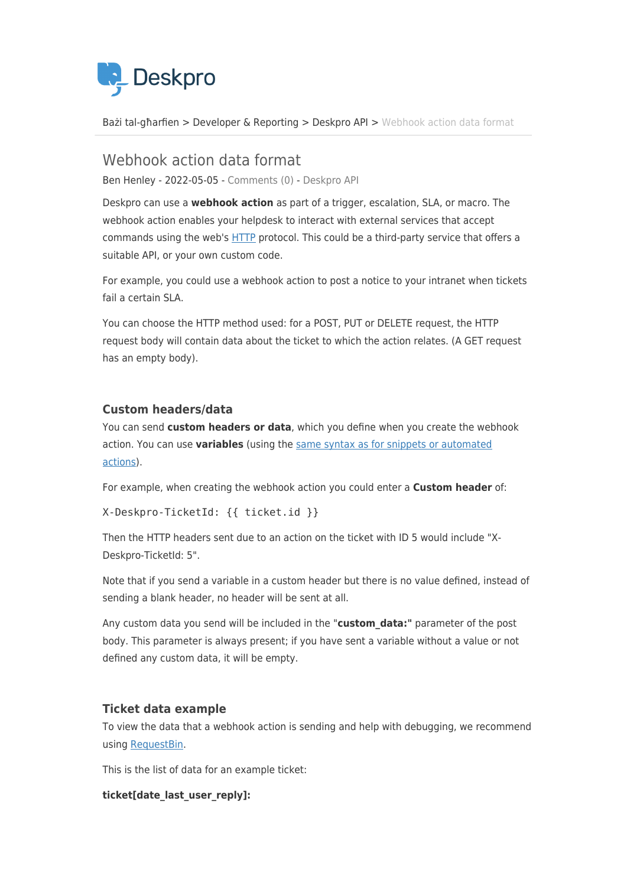Deskpro

Bażi tal-għarfien > Developer & Reporting > Deskpro API > Webhook action data format

# Webhook action data format

Ben Henley - 2022-05-05 - Comments (0) - Deskpro API

Deskpro can use a **webhook action** as part of a trigger, escalation, SLA, or macro. The webhook action enables your helpdesk to interact with external services that accept commands using the web's HTTP protocol. This could be a third-party service that offers a suitable API, or your own custom code.

For example, you could use a webhook action to post a notice to your intranet when tickets fail a certain SLA.

You can choose the HTTP method used: for a POST, PUT or DELETE request, the HTTP request body will contain data about the ticket to which the action relates. (A GET request has an empty body).

## Custom headers/data

You can send **custom headers or data**, which you define when you create the webhook action. You can use **variables** (using the same syntax as for snippets or automated actions).

For example, when creating the webhook action you could enter a **Custom header** of:

```
X-Deskpro-TicketId: {{ ticket.id }}
```

Then the HTTP headers sent due to an action on the ticket with ID 5 would include "X-Deskpro-TicketId: 5".

Note that if you send a variable in a custom header but there is no value defined, instead of sending a blank header, no header will be sent at all.

Any custom data you send will be included in the "**custom_data:"** parameter of the post body. This parameter is always present; if you have sent a variable without a value or not defined any custom data, it will be empty.

## Ticket data example

To view the data that a webhook action is sending and help with debugging, we recommend using RequestBin.

This is the list of data for an example ticket:

**ticket[date_last_user_reply]:**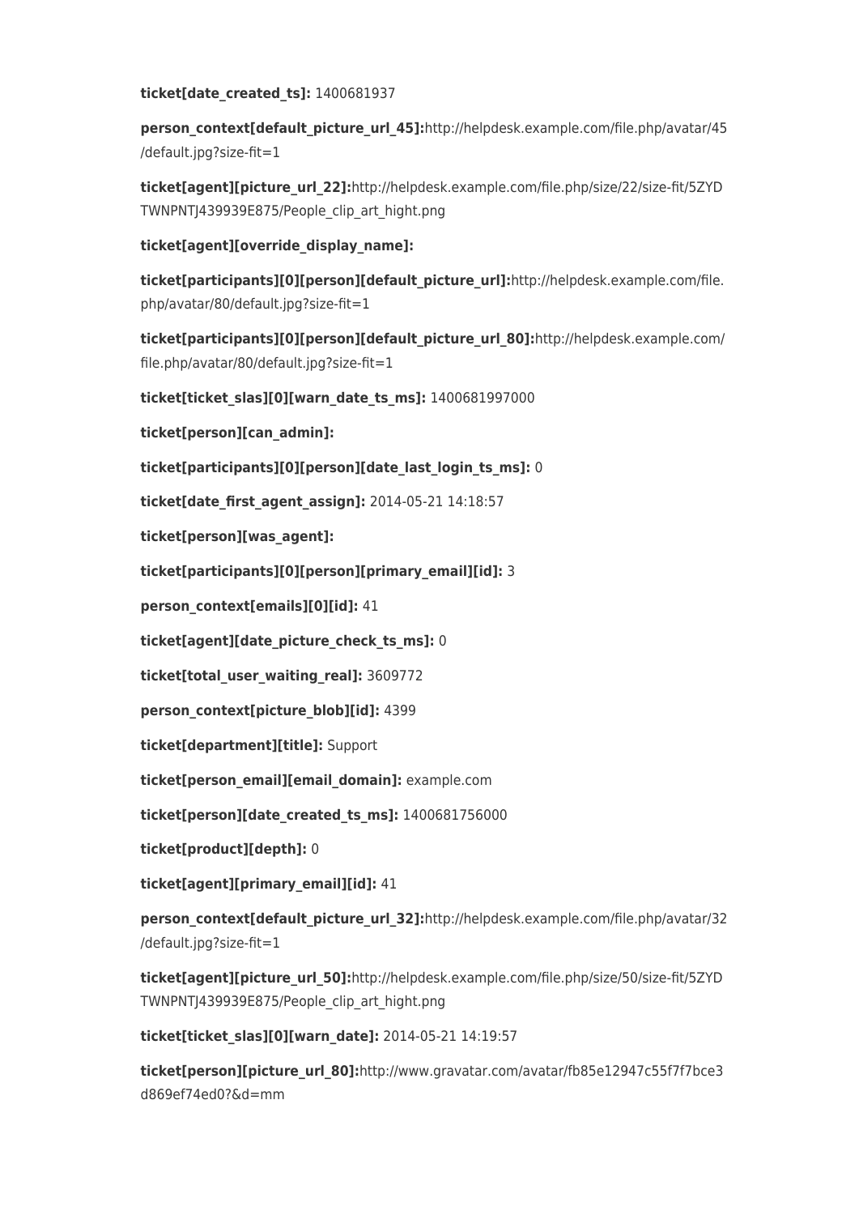**ticket[date_created_ts]:** 1400681937

**person_context[default_picture_url_45]:**http://helpdesk.example.com/file.php/avatar/45/default.jpg?size-fit=1

**ticket[agent][picture_url_22]:**http://helpdesk.example.com/file.php/size/22/size-fit/5ZYDTWNPNTJ439939E875/People_clip_art_hight.png

**ticket[agent][override_display_name]:**

**ticket[participants][0][person][default_picture_url]:**http://helpdesk.example.com/file.php/avatar/80/default.jpg?size-fit=1

**ticket[participants][0][person][default_picture_url_80]:**http://helpdesk.example.com/file.php/avatar/80/default.jpg?size-fit=1

**ticket[ticket_slas][0][warn_date_ts_ms]:** 1400681997000

**ticket[person][can_admin]:**

**ticket[participants][0][person][date_last_login_ts_ms]:** 0

**ticket[date_first_agent_assign]:** 2014-05-21 14:18:57

**ticket[person][was_agent]:**

**ticket[participants][0][person][primary_email][id]:** 3

**person_context[emails][0][id]:** 41

**ticket[agent][date_picture_check_ts_ms]:** 0

**ticket[total_user_waiting_real]:** 3609772

**person_context[picture_blob][id]:** 4399

**ticket[department][title]:** Support

**ticket[person_email][email_domain]:** example.com

**ticket[person][date_created_ts_ms]:** 1400681756000

**ticket[product][depth]:** 0

**ticket[agent][primary_email][id]:** 41

**person_context[default_picture_url_32]:**http://helpdesk.example.com/file.php/avatar/32/default.jpg?size-fit=1

**ticket[agent][picture_url_50]:**http://helpdesk.example.com/file.php/size/50/size-fit/5ZYDTWNPNTJ439939E875/People_clip_art_hight.png

**ticket[ticket_slas][0][warn_date]:** 2014-05-21 14:19:57

**ticket[person][picture_url_80]:**http://www.gravatar.com/avatar/fb85e12947c55f7f7bce3d869ef74ed0?&d=mm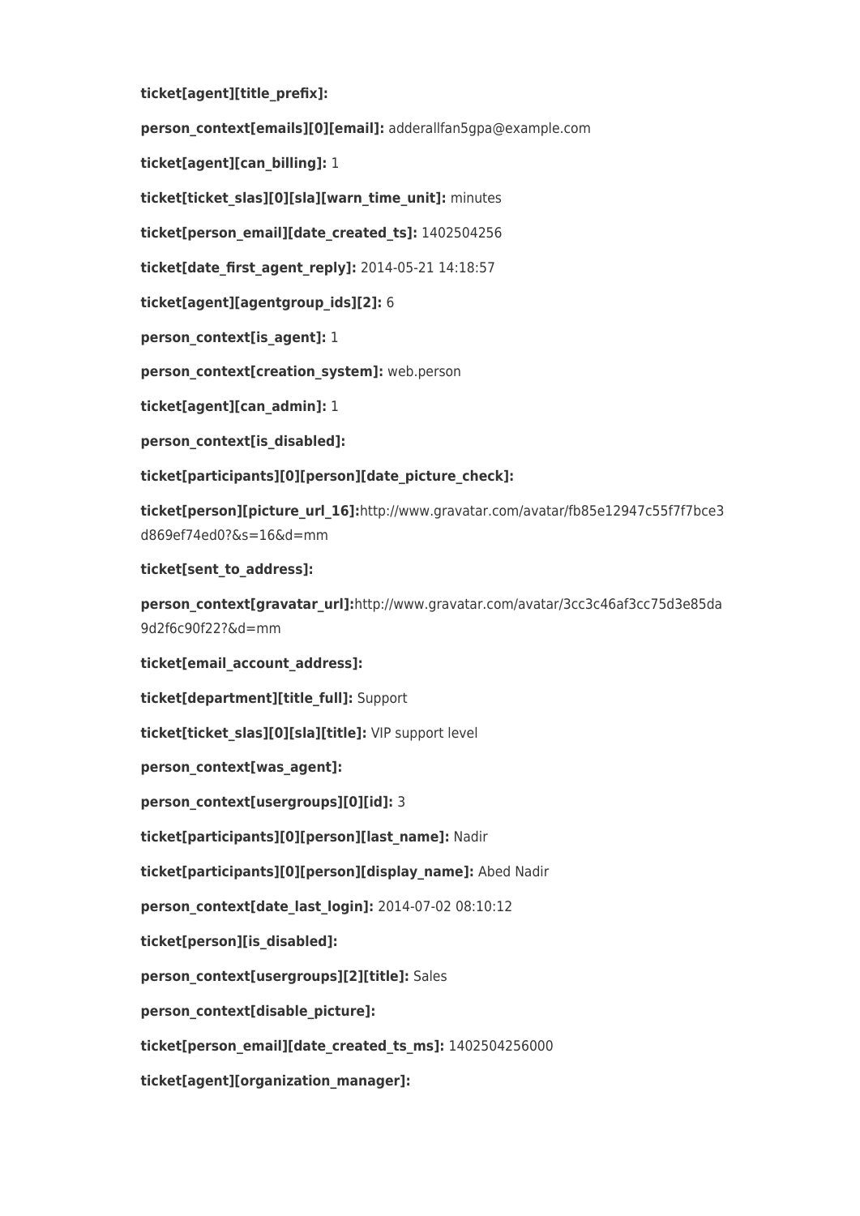**ticket[agent][title_prefix]:**

**person_context[emails][0][email]:** adderallfan5gpa@example.com

**ticket[agent][can_billing]:** 1

**ticket[ticket_slas][0][sla][warn_time_unit]:** minutes

**ticket[person_email][date_created_ts]:** 1402504256

**ticket[date_first_agent_reply]:** 2014-05-21 14:18:57

**ticket[agent][agentgroup_ids][2]:** 6

**person_context[is_agent]:** 1

**person_context[creation_system]:** web.person

**ticket[agent][can_admin]:** 1

**person_context[is_disabled]:**

**ticket[participants][0][person][date_picture_check]:**

**ticket[person][picture_url_16]:**http://www.gravatar.com/avatar/fb85e12947c55f7f7bce3d869ef74ed0?&s=16&d=mm

**ticket[sent_to_address]:**

**person_context[gravatar_url]:**http://www.gravatar.com/avatar/3cc3c46af3cc75d3e85da9d2f6c90f22?&d=mm

**ticket[email_account_address]:**

**ticket[department][title_full]:** Support

**ticket[ticket_slas][0][sla][title]:** VIP support level

**person_context[was_agent]:**

**person_context[usergroups][0][id]:** 3

**ticket[participants][0][person][last_name]:** Nadir

**ticket[participants][0][person][display_name]:** Abed Nadir

**person_context[date_last_login]:** 2014-07-02 08:10:12

**ticket[person][is_disabled]:**

**person_context[usergroups][2][title]:** Sales

**person_context[disable_picture]:**

**ticket[person_email][date_created_ts_ms]:** 1402504256000

**ticket[agent][organization_manager]:**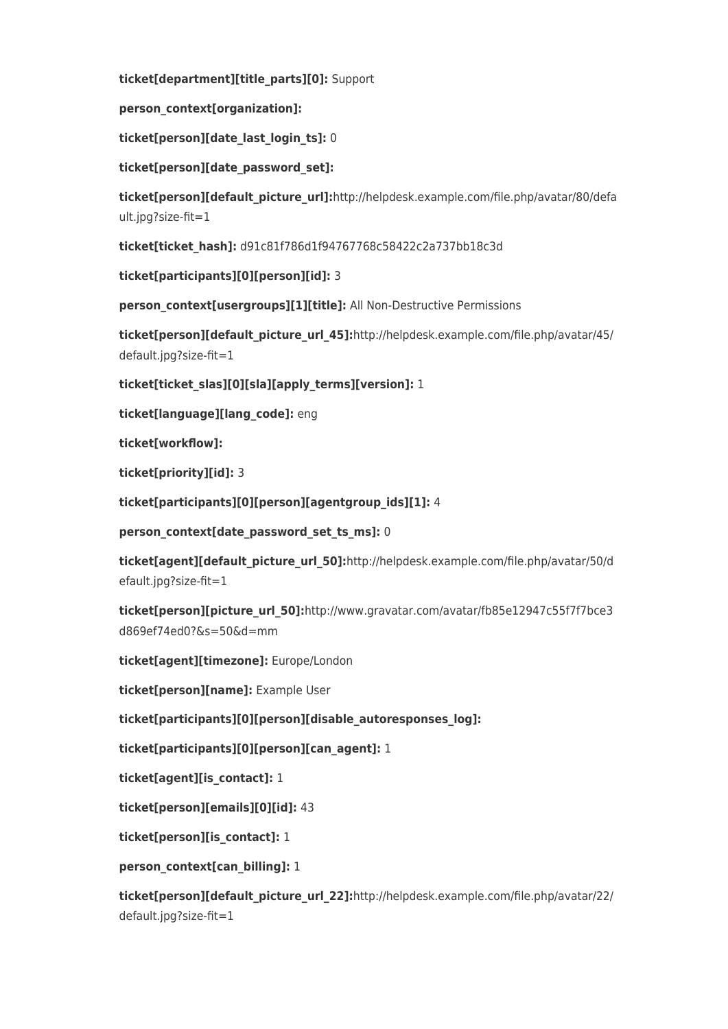**ticket[department][title_parts][0]:** Support

**person_context[organization]:**

**ticket[person][date_last_login_ts]:** 0

**ticket[person][date_password_set]:**

**ticket[person][default_picture_url]:**http://helpdesk.example.com/file.php/avatar/80/default.jpg?size-fit=1

**ticket[ticket_hash]:** d91c81f786d1f94767768c58422c2a737bb18c3d

**ticket[participants][0][person][id]:** 3

**person_context[usergroups][1][title]:** All Non-Destructive Permissions

**ticket[person][default_picture_url_45]:**http://helpdesk.example.com/file.php/avatar/45/default.jpg?size-fit=1

**ticket[ticket_slas][0][sla][apply_terms][version]:** 1

**ticket[language][lang_code]:** eng

**ticket[workflow]:**

**ticket[priority][id]:** 3

**ticket[participants][0][person][agentgroup_ids][1]:** 4

**person_context[date_password_set_ts_ms]:** 0

**ticket[agent][default_picture_url_50]:**http://helpdesk.example.com/file.php/avatar/50/default.jpg?size-fit=1

**ticket[person][picture_url_50]:**http://www.gravatar.com/avatar/fb85e12947c55f7f7bce3d869ef74ed0?&s=50&d=mm

**ticket[agent][timezone]:** Europe/London

**ticket[person][name]:** Example User

**ticket[participants][0][person][disable_autoresponses_log]:**

**ticket[participants][0][person][can_agent]:** 1

**ticket[agent][is_contact]:** 1

**ticket[person][emails][0][id]:** 43

**ticket[person][is_contact]:** 1

**person_context[can_billing]:** 1

**ticket[person][default_picture_url_22]:**http://helpdesk.example.com/file.php/avatar/22/default.jpg?size-fit=1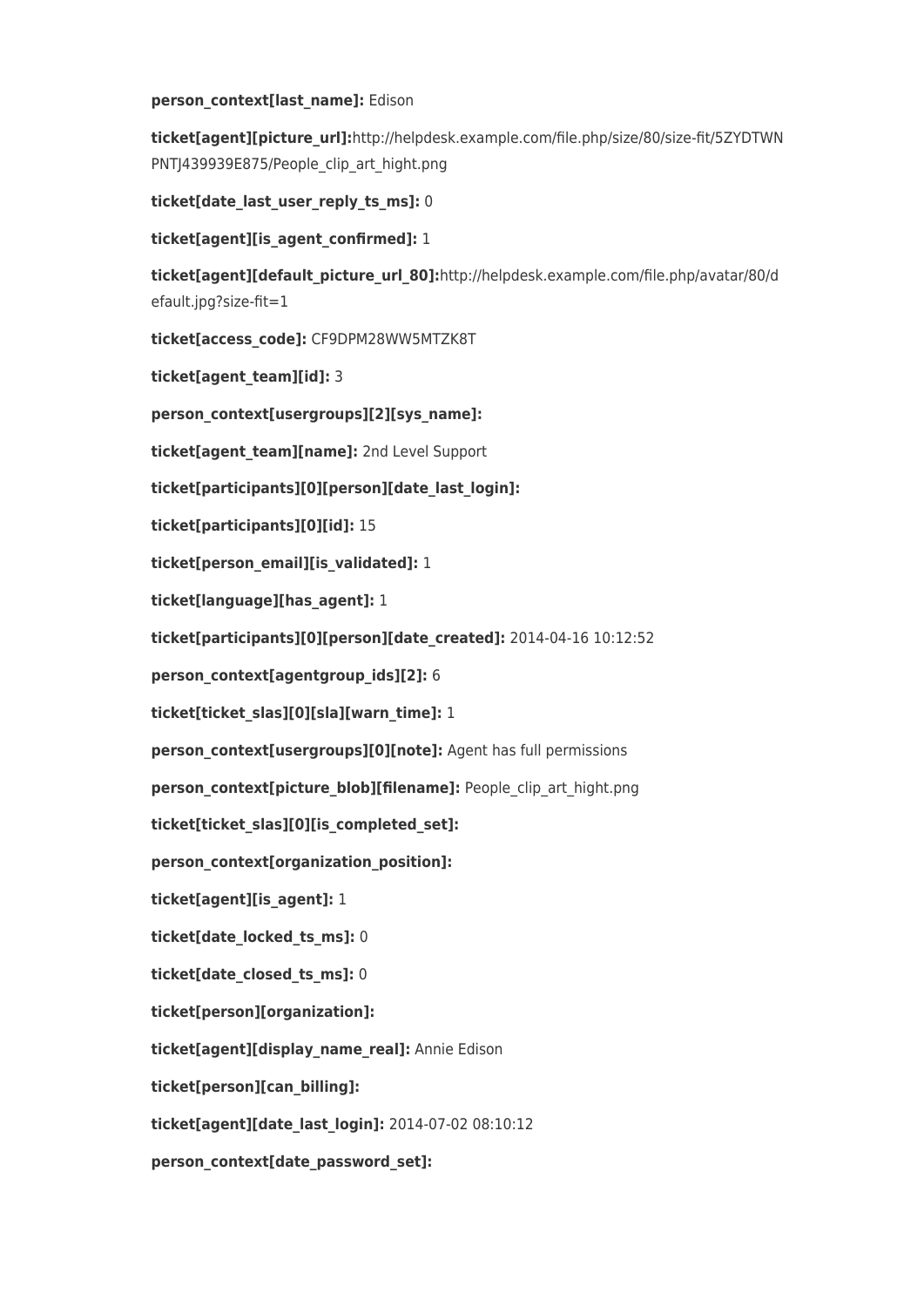**person_context[last_name]:** Edison

**ticket[agent][picture_url]:**http://helpdesk.example.com/file.php/size/80/size-fit/5ZYDTWNPNTJ439939E875/People_clip_art_hight.png

**ticket[date_last_user_reply_ts_ms]:** 0

**ticket[agent][is_agent_confirmed]:** 1

**ticket[agent][default_picture_url_80]:**http://helpdesk.example.com/file.php/avatar/80/default.jpg?size-fit=1

**ticket[access_code]:** CF9DPM28WW5MTZK8T

**ticket[agent_team][id]:** 3

**person_context[usergroups][2][sys_name]:**

**ticket[agent_team][name]:** 2nd Level Support

**ticket[participants][0][person][date_last_login]:**

**ticket[participants][0][id]:** 15

**ticket[person_email][is_validated]:** 1

**ticket[language][has_agent]:** 1

**ticket[participants][0][person][date_created]:** 2014-04-16 10:12:52

**person_context[agentgroup_ids][2]:** 6

**ticket[ticket_slas][0][sla][warn_time]:** 1

**person_context[usergroups][0][note]:** Agent has full permissions

**person_context[picture_blob][filename]:** People_clip_art_hight.png

**ticket[ticket_slas][0][is_completed_set]:**

**person_context[organization_position]:**

**ticket[agent][is_agent]:** 1

**ticket[date_locked_ts_ms]:** 0

**ticket[date_closed_ts_ms]:** 0

**ticket[person][organization]:**

**ticket[agent][display_name_real]:** Annie Edison

**ticket[person][can_billing]:**

**ticket[agent][date_last_login]:** 2014-07-02 08:10:12

**person_context[date_password_set]:**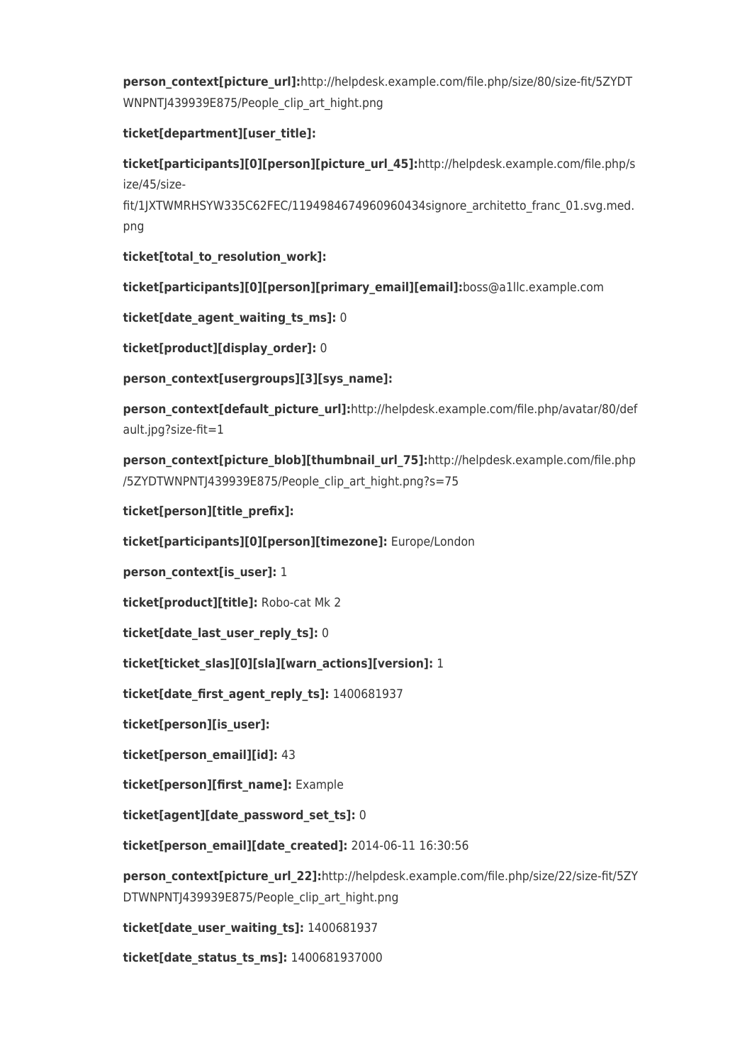**person_context[picture_url]:**http://helpdesk.example.com/file.php/size/80/size-fit/5ZYDTWNPNTJ439939E875/People_clip_art_hight.png

**ticket[department][user_title]:**

**ticket[participants][0][person][picture_url_45]:**http://helpdesk.example.com/file.php/size/45/size-fit/1JXTWMRHSYW335C62FEC/1194984674960960434signore_architetto_franc_01.svg.med.png

**ticket[total_to_resolution_work]:**

**ticket[participants][0][person][primary_email][email]:**boss@a1llc.example.com

**ticket[date_agent_waiting_ts_ms]:** 0

**ticket[product][display_order]:** 0

**person_context[usergroups][3][sys_name]:**

**person_context[default_picture_url]:**http://helpdesk.example.com/file.php/avatar/80/default.jpg?size-fit=1

**person_context[picture_blob][thumbnail_url_75]:**http://helpdesk.example.com/file.php/5ZYDTWNPNTJ439939E875/People_clip_art_hight.png?s=75

**ticket[person][title_prefix]:**

**ticket[participants][0][person][timezone]:** Europe/London

**person_context[is_user]:** 1

**ticket[product][title]:** Robo-cat Mk 2

**ticket[date_last_user_reply_ts]:** 0

**ticket[ticket_slas][0][sla][warn_actions][version]:** 1

**ticket[date_first_agent_reply_ts]:** 1400681937

**ticket[person][is_user]:**

**ticket[person_email][id]:** 43

**ticket[person][first_name]:** Example

**ticket[agent][date_password_set_ts]:** 0

**ticket[person_email][date_created]:** 2014-06-11 16:30:56

**person_context[picture_url_22]:**http://helpdesk.example.com/file.php/size/22/size-fit/5ZYDTWNPNTJ439939E875/People_clip_art_hight.png

**ticket[date_user_waiting_ts]:** 1400681937

**ticket[date_status_ts_ms]:** 1400681937000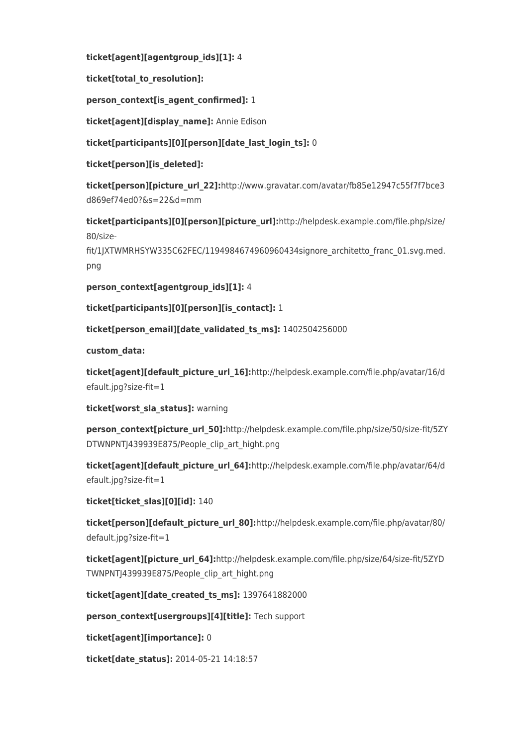**ticket[agent][agentgroup_ids][1]:** 4

**ticket[total_to_resolution]:**

**person_context[is_agent_confirmed]:** 1

**ticket[agent][display_name]:** Annie Edison

**ticket[participants][0][person][date_last_login_ts]:** 0

**ticket[person][is_deleted]:**

**ticket[person][picture_url_22]:**http://www.gravatar.com/avatar/fb85e12947c55f7f7bce3d869ef74ed0?&s=22&d=mm

**ticket[participants][0][person][picture_url]:**http://helpdesk.example.com/file.php/size/80/size-fit/1JXTWMRHSYW335C62FEC/1194984674960960434signore_architetto_franc_01.svg.med.png

**person_context[agentgroup_ids][1]:** 4

**ticket[participants][0][person][is_contact]:** 1

**ticket[person_email][date_validated_ts_ms]:** 1402504256000

**custom_data:**

**ticket[agent][default_picture_url_16]:**http://helpdesk.example.com/file.php/avatar/16/default.jpg?size-fit=1

**ticket[worst_sla_status]:** warning

**person_context[picture_url_50]:**http://helpdesk.example.com/file.php/size/50/size-fit/5ZYDTWNPNTJ439939E875/People_clip_art_hight.png

**ticket[agent][default_picture_url_64]:**http://helpdesk.example.com/file.php/avatar/64/default.jpg?size-fit=1

**ticket[ticket_slas][0][id]:** 140

**ticket[person][default_picture_url_80]:**http://helpdesk.example.com/file.php/avatar/80/default.jpg?size-fit=1

**ticket[agent][picture_url_64]:**http://helpdesk.example.com/file.php/size/64/size-fit/5ZYDTWNPNTJ439939E875/People_clip_art_hight.png

**ticket[agent][date_created_ts_ms]:** 1397641882000

**person_context[usergroups][4][title]:** Tech support

**ticket[agent][importance]:** 0

**ticket[date_status]:** 2014-05-21 14:18:57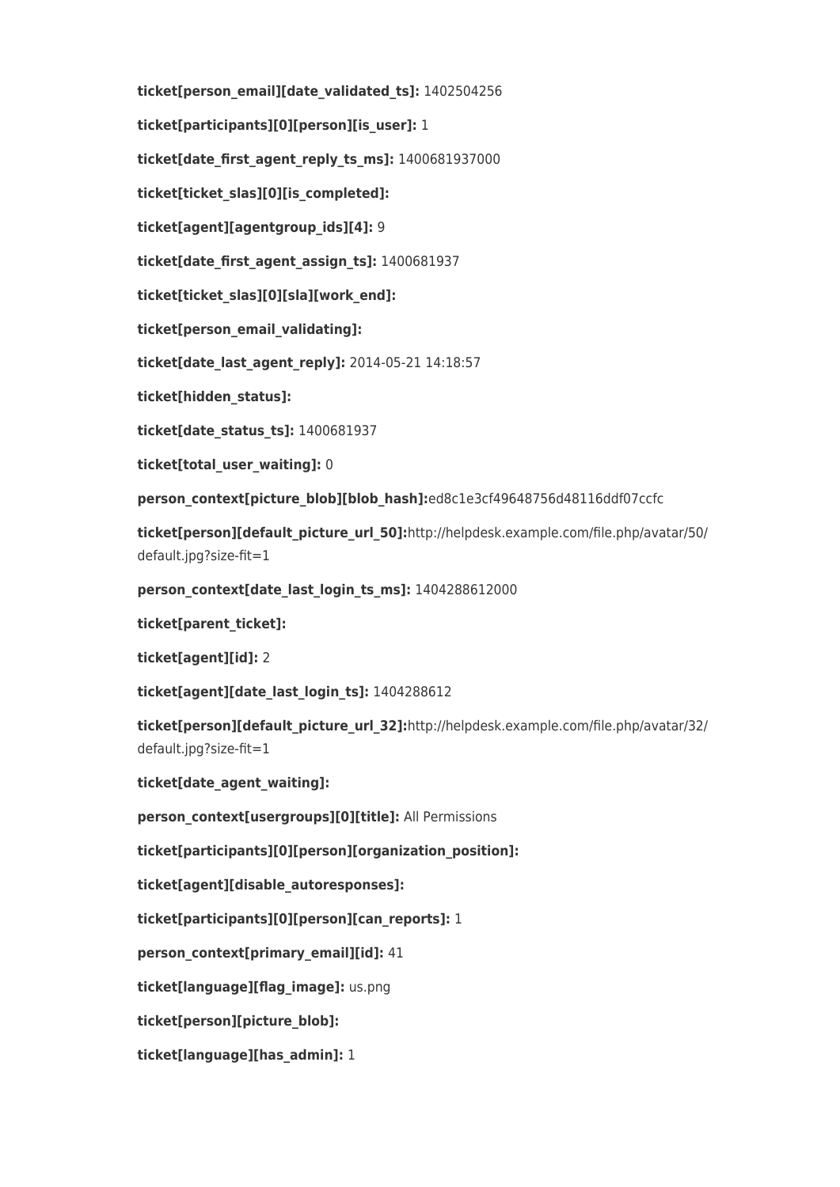**ticket[person_email][date_validated_ts]:** 1402504256

**ticket[participants][0][person][is_user]:** 1

**ticket[date_first_agent_reply_ts_ms]:** 1400681937000

**ticket[ticket_slas][0][is_completed]:**

**ticket[agent][agentgroup_ids][4]:** 9

**ticket[date_first_agent_assign_ts]:** 1400681937

**ticket[ticket_slas][0][sla][work_end]:**

**ticket[person_email_validating]:**

**ticket[date_last_agent_reply]:** 2014-05-21 14:18:57

**ticket[hidden_status]:**

**ticket[date_status_ts]:** 1400681937

**ticket[total_user_waiting]:** 0

**person_context[picture_blob][blob_hash]:**ed8c1e3cf49648756d48116ddf07ccfc

**ticket[person][default_picture_url_50]:**http://helpdesk.example.com/file.php/avatar/50/default.jpg?size-fit=1

**person_context[date_last_login_ts_ms]:** 1404288612000

**ticket[parent_ticket]:**

**ticket[agent][id]:** 2

**ticket[agent][date_last_login_ts]:** 1404288612

**ticket[person][default_picture_url_32]:**http://helpdesk.example.com/file.php/avatar/32/default.jpg?size-fit=1

**ticket[date_agent_waiting]:**

**person_context[usergroups][0][title]:** All Permissions

**ticket[participants][0][person][organization_position]:**

**ticket[agent][disable_autoresponses]:**

**ticket[participants][0][person][can_reports]:** 1

**person_context[primary_email][id]:** 41

**ticket[language][flag_image]:** us.png

**ticket[person][picture_blob]:**

**ticket[language][has_admin]:** 1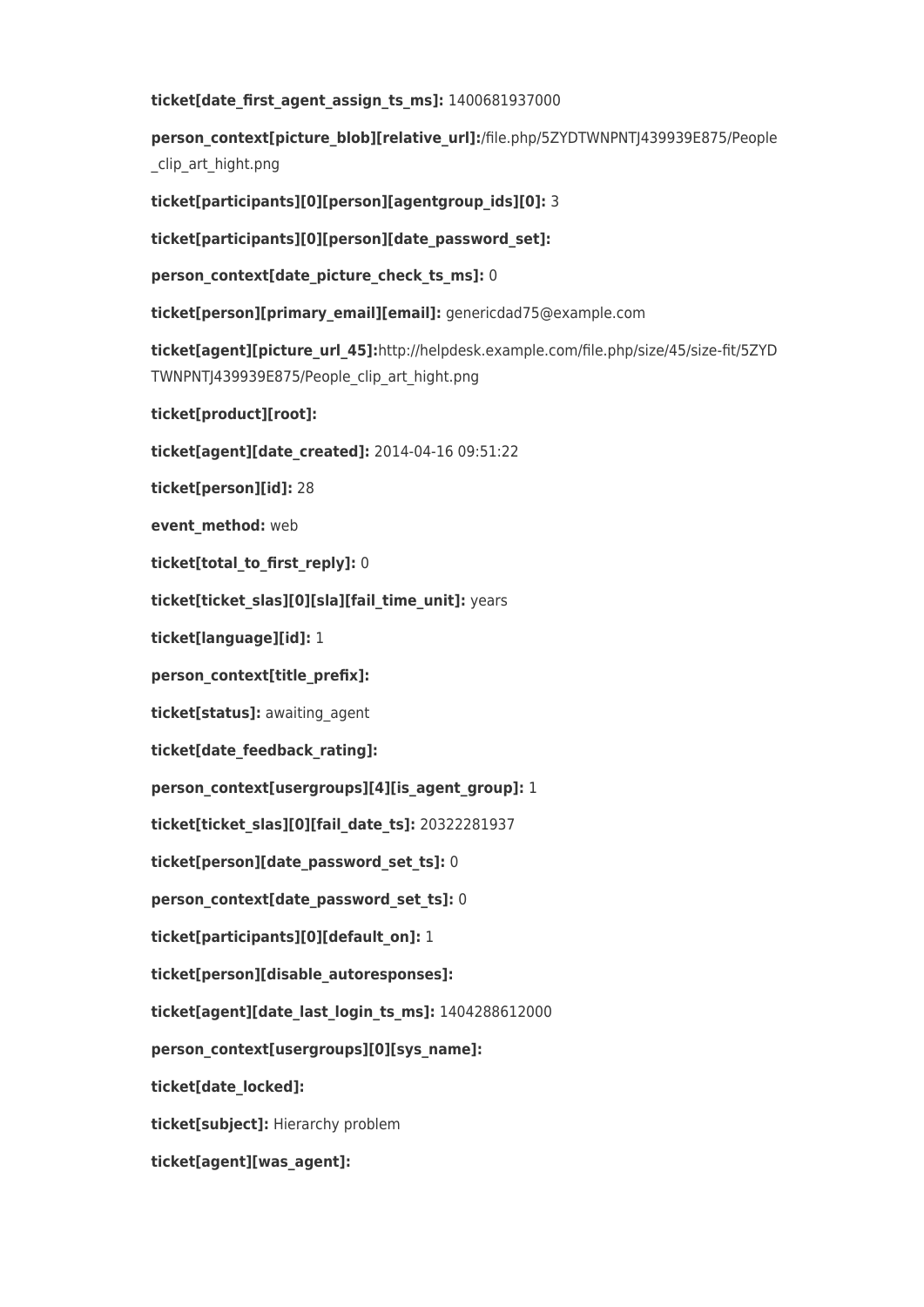**ticket[date_first_agent_assign_ts_ms]:** 1400681937000

**person_context[picture_blob][relative_url]:**/file.php/5ZYDTWNPNTJ439939E875/People_clip_art_hight.png

**ticket[participants][0][person][agentgroup_ids][0]:** 3

**ticket[participants][0][person][date_password_set]:**

**person_context[date_picture_check_ts_ms]:** 0

**ticket[person][primary_email][email]:** genericdad75@example.com

**ticket[agent][picture_url_45]:**http://helpdesk.example.com/file.php/size/45/size-fit/5ZYDTWNPNTJ439939E875/People_clip_art_hight.png

**ticket[product][root]:**

**ticket[agent][date_created]:** 2014-04-16 09:51:22

**ticket[person][id]:** 28

**event_method:** web

**ticket[total_to_first_reply]:** 0

**ticket[ticket_slas][0][sla][fail_time_unit]:** years

**ticket[language][id]:** 1

**person_context[title_prefix]:**

**ticket[status]:** awaiting_agent

**ticket[date_feedback_rating]:**

**person_context[usergroups][4][is_agent_group]:** 1

**ticket[ticket_slas][0][fail_date_ts]:** 20322281937

**ticket[person][date_password_set_ts]:** 0

**person_context[date_password_set_ts]:** 0

**ticket[participants][0][default_on]:** 1

**ticket[person][disable_autoresponses]:**

**ticket[agent][date_last_login_ts_ms]:** 1404288612000

**person_context[usergroups][0][sys_name]:**

**ticket[date_locked]:**

**ticket[subject]:** Hierarchy problem

**ticket[agent][was_agent]:**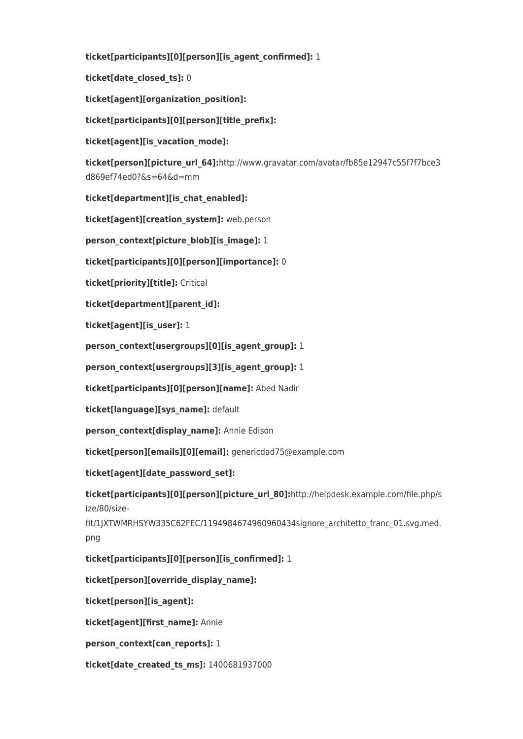**ticket[participants][0][person][is_agent_confirmed]:** 1

**ticket[date_closed_ts]:** 0

**ticket[agent][organization_position]:**

**ticket[participants][0][person][title_prefix]:**

**ticket[agent][is_vacation_mode]:**

**ticket[person][picture_url_64]:**http://www.gravatar.com/avatar/fb85e12947c55f7f7bce3d869ef74ed0?&s=64&d=mm

**ticket[department][is_chat_enabled]:**

**ticket[agent][creation_system]:** web.person

**person_context[picture_blob][is_image]:** 1

**ticket[participants][0][person][importance]:** 0

**ticket[priority][title]:** Critical

**ticket[department][parent_id]:**

**ticket[agent][is_user]:** 1

**person_context[usergroups][0][is_agent_group]:** 1

**person_context[usergroups][3][is_agent_group]:** 1

**ticket[participants][0][person][name]:** Abed Nadir

**ticket[language][sys_name]:** default

**person_context[display_name]:** Annie Edison

**ticket[person][emails][0][email]:** genericdad75@example.com

**ticket[agent][date_password_set]:**

**ticket[participants][0][person][picture_url_80]:**http://helpdesk.example.com/file.php/size/80/size-fit/1JXTWMRHSYW335C62FEC/1194984674960960434signore_architetto_franc_01.svg.med.png

**ticket[participants][0][person][is_confirmed]:** 1

**ticket[person][override_display_name]:**

**ticket[person][is_agent]:**

**ticket[agent][first_name]:** Annie

**person_context[can_reports]:** 1

**ticket[date_created_ts_ms]:** 1400681937000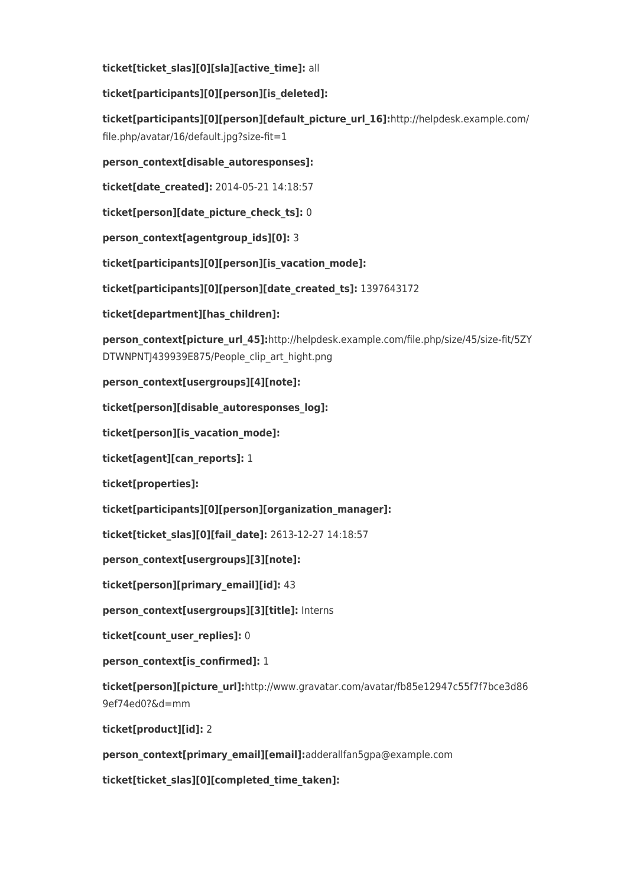**ticket[ticket_slas][0][sla][active_time]:** all

**ticket[participants][0][person][is_deleted]:**

**ticket[participants][0][person][default_picture_url_16]:**http://helpdesk.example.com/file.php/avatar/16/default.jpg?size-fit=1

**person_context[disable_autoresponses]:**

**ticket[date_created]:** 2014-05-21 14:18:57

**ticket[person][date_picture_check_ts]:** 0

**person_context[agentgroup_ids][0]:** 3

**ticket[participants][0][person][is_vacation_mode]:**

**ticket[participants][0][person][date_created_ts]:** 1397643172

**ticket[department][has_children]:**

**person_context[picture_url_45]:**http://helpdesk.example.com/file.php/size/45/size-fit/5ZYDTWNPNTJ439939E875/People_clip_art_hight.png

**person_context[usergroups][4][note]:**

**ticket[person][disable_autoresponses_log]:**

**ticket[person][is_vacation_mode]:**

**ticket[agent][can_reports]:** 1

**ticket[properties]:**

**ticket[participants][0][person][organization_manager]:**

**ticket[ticket_slas][0][fail_date]:** 2613-12-27 14:18:57

**person_context[usergroups][3][note]:**

**ticket[person][primary_email][id]:** 43

**person_context[usergroups][3][title]:** Interns

**ticket[count_user_replies]:** 0

**person_context[is_confirmed]:** 1

**ticket[person][picture_url]:**http://www.gravatar.com/avatar/fb85e12947c55f7f7bce3d869ef74ed0?&d=mm

**ticket[product][id]:** 2

**person_context[primary_email][email]:**adderallfan5gpa@example.com

**ticket[ticket_slas][0][completed_time_taken]:**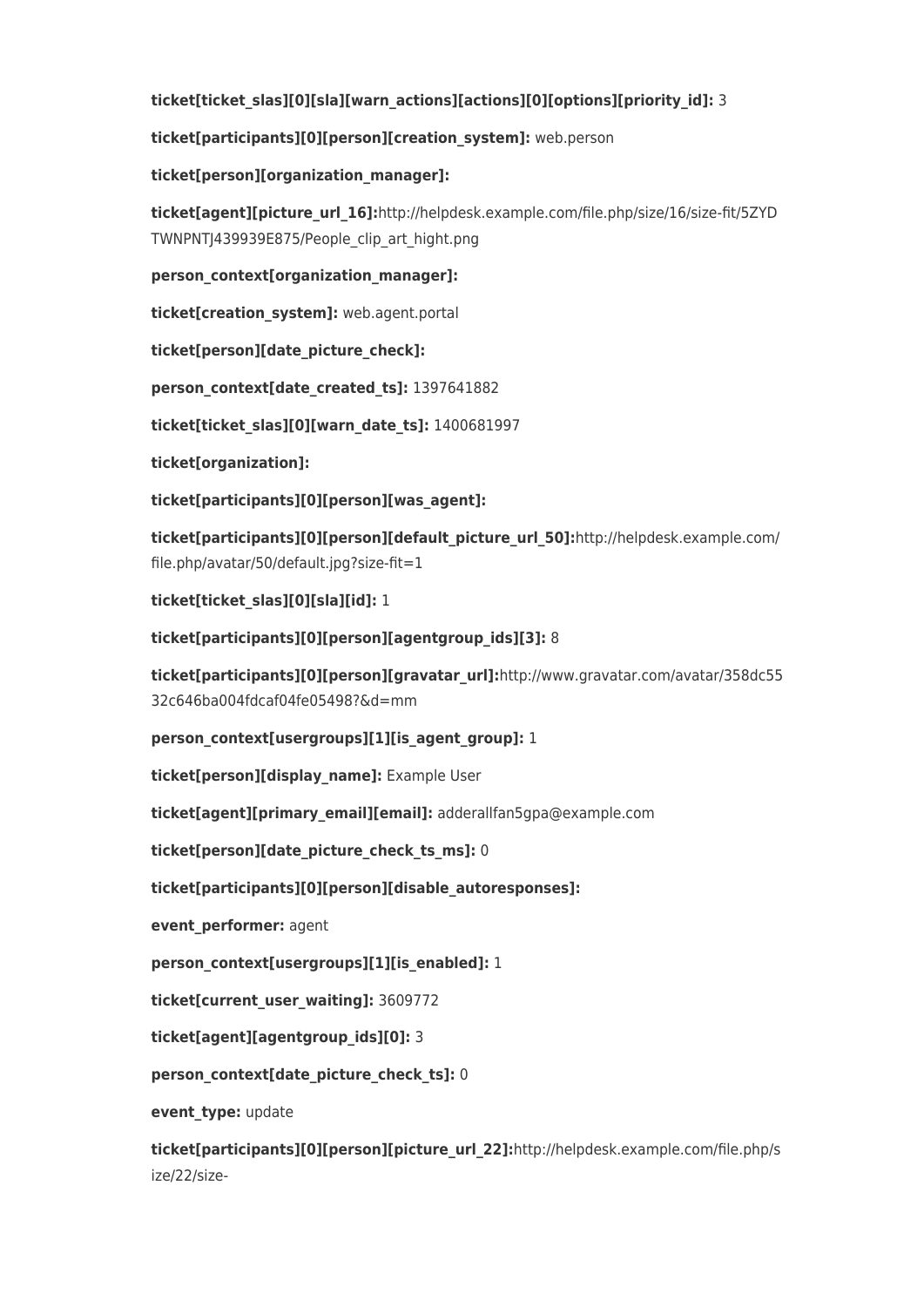**ticket[ticket_slas][0][sla][warn_actions][actions][0][options][priority_id]:** 3

**ticket[participants][0][person][creation_system]:** web.person

**ticket[person][organization_manager]:**

**ticket[agent][picture_url_16]:**http://helpdesk.example.com/file.php/size/16/size-fit/5ZYDTWNPNTJ439939E875/People_clip_art_hight.png

**person_context[organization_manager]:**

**ticket[creation_system]:** web.agent.portal

**ticket[person][date_picture_check]:**

**person_context[date_created_ts]:** 1397641882

**ticket[ticket_slas][0][warn_date_ts]:** 1400681997

**ticket[organization]:**

**ticket[participants][0][person][was_agent]:**

**ticket[participants][0][person][default_picture_url_50]:**http://helpdesk.example.com/file.php/avatar/50/default.jpg?size-fit=1

**ticket[ticket_slas][0][sla][id]:** 1

**ticket[participants][0][person][agentgroup_ids][3]:** 8

**ticket[participants][0][person][gravatar_url]:**http://www.gravatar.com/avatar/358dc5532c646ba004fdcaf04fe05498?&d=mm

**person_context[usergroups][1][is_agent_group]:** 1

**ticket[person][display_name]:** Example User

**ticket[agent][primary_email][email]:** adderallfan5gpa@example.com

**ticket[person][date_picture_check_ts_ms]:** 0

**ticket[participants][0][person][disable_autoresponses]:**

**event_performer:** agent

**person_context[usergroups][1][is_enabled]:** 1

**ticket[current_user_waiting]:** 3609772

**ticket[agent][agentgroup_ids][0]:** 3

**person_context[date_picture_check_ts]:** 0

**event_type:** update

**ticket[participants][0][person][picture_url_22]:**http://helpdesk.example.com/file.php/size/22/size-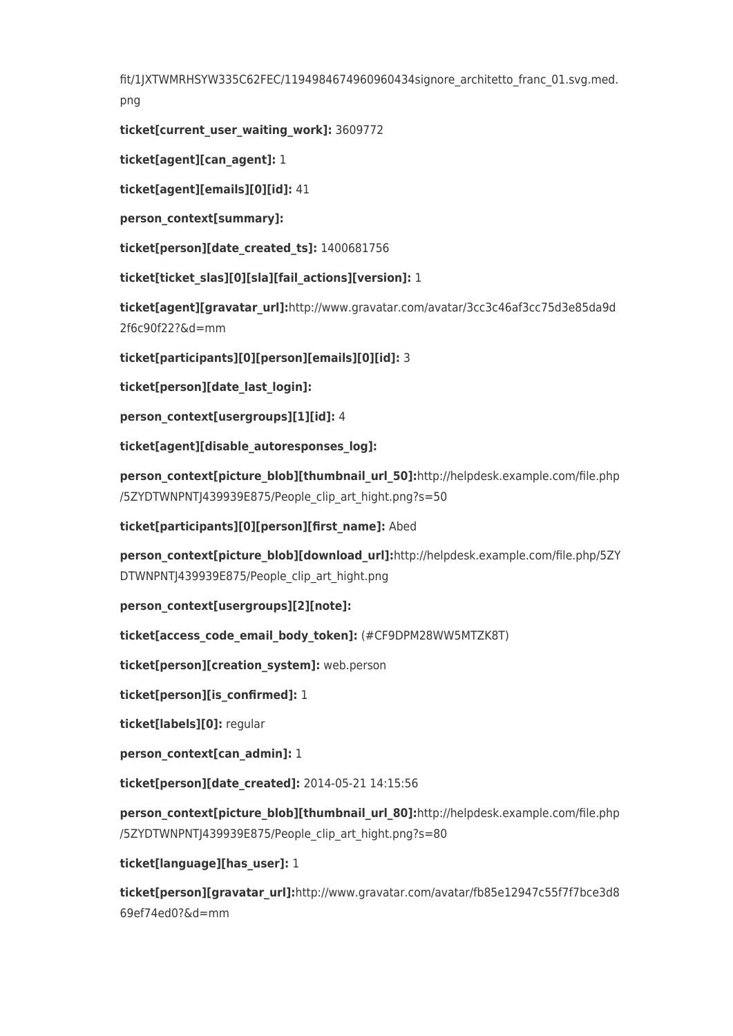fit/1JXTWMRHSYW335C62FEC/1194984674960960434signore_architetto_franc_01.svg.med.png

**ticket[current_user_waiting_work]:** 3609772

**ticket[agent][can_agent]:** 1

**ticket[agent][emails][0][id]:** 41

**person_context[summary]:**

**ticket[person][date_created_ts]:** 1400681756

**ticket[ticket_slas][0][sla][fail_actions][version]:** 1

**ticket[agent][gravatar_url]:**http://www.gravatar.com/avatar/3cc3c46af3cc75d3e85da9d2f6c90f22?&d=mm

**ticket[participants][0][person][emails][0][id]:** 3

**ticket[person][date_last_login]:**

**person_context[usergroups][1][id]:** 4

**ticket[agent][disable_autoresponses_log]:**

**person_context[picture_blob][thumbnail_url_50]:**http://helpdesk.example.com/file.php/5ZYDTWNPNTJ439939E875/People_clip_art_hight.png?s=50

**ticket[participants][0][person][first_name]:** Abed

**person_context[picture_blob][download_url]:**http://helpdesk.example.com/file.php/5ZYDTWNPNTJ439939E875/People_clip_art_hight.png

**person_context[usergroups][2][note]:**

**ticket[access_code_email_body_token]:** (#CF9DPM28WW5MTZK8T)

**ticket[person][creation_system]:** web.person

**ticket[person][is_confirmed]:** 1

**ticket[labels][0]:** regular

**person_context[can_admin]:** 1

**ticket[person][date_created]:** 2014-05-21 14:15:56

**person_context[picture_blob][thumbnail_url_80]:**http://helpdesk.example.com/file.php/5ZYDTWNPNTJ439939E875/People_clip_art_hight.png?s=80

**ticket[language][has_user]:** 1

**ticket[person][gravatar_url]:**http://www.gravatar.com/avatar/fb85e12947c55f7f7bce3d869ef74ed0?&d=mm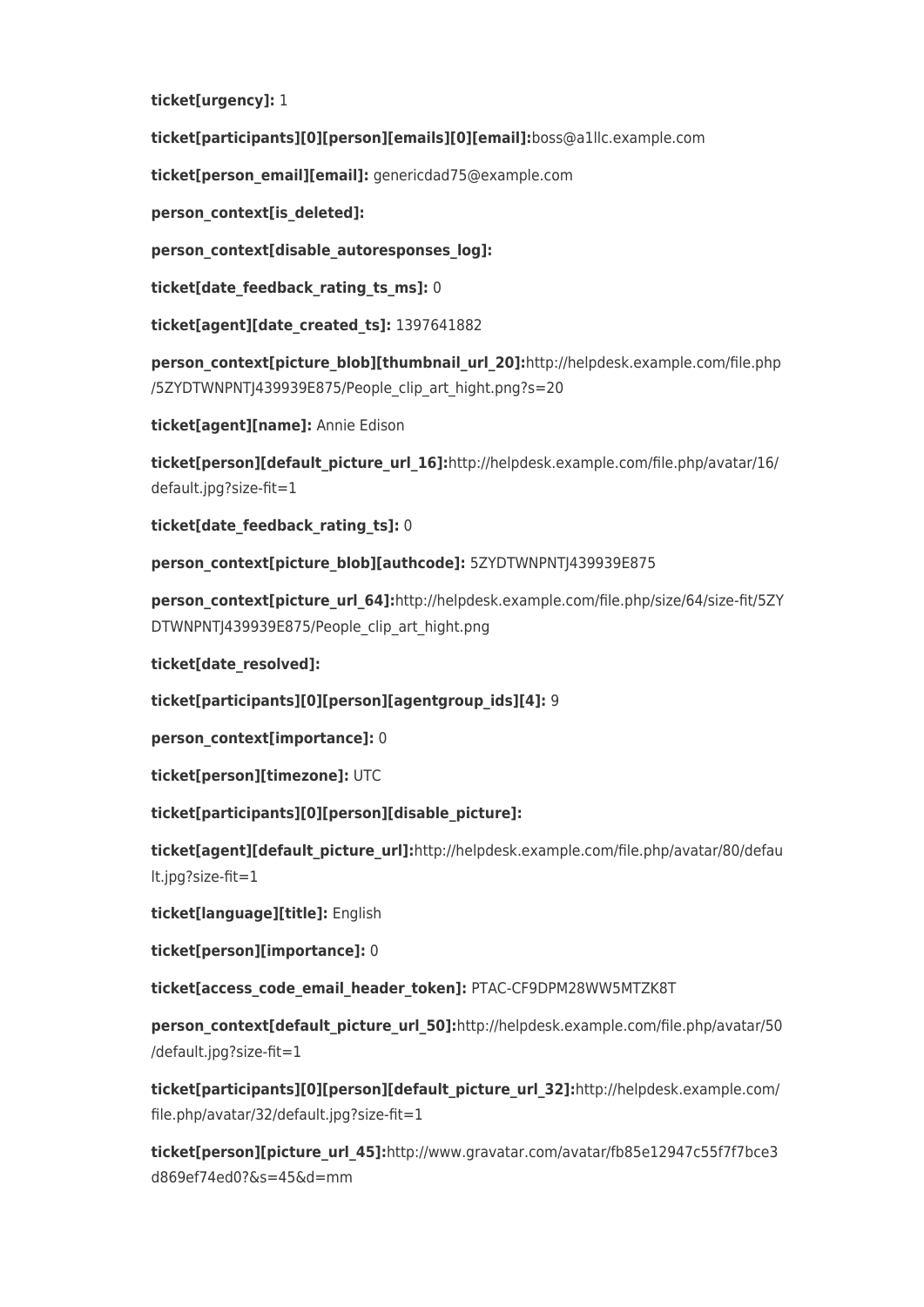**ticket[urgency]:** 1

**ticket[participants][0][person][emails][0][email]:**boss@a1llc.example.com

**ticket[person_email][email]:** genericdad75@example.com

**person_context[is_deleted]:**

**person_context[disable_autoresponses_log]:**

**ticket[date_feedback_rating_ts_ms]:** 0

**ticket[agent][date_created_ts]:** 1397641882

**person_context[picture_blob][thumbnail_url_20]:**http://helpdesk.example.com/file.php/5ZYDTWNPNTJ439939E875/People_clip_art_hight.png?s=20

**ticket[agent][name]:** Annie Edison

**ticket[person][default_picture_url_16]:**http://helpdesk.example.com/file.php/avatar/16/default.jpg?size-fit=1

**ticket[date_feedback_rating_ts]:** 0

**person_context[picture_blob][authcode]:** 5ZYDTWNPNTJ439939E875

**person_context[picture_url_64]:**http://helpdesk.example.com/file.php/size/64/size-fit/5ZYDTWNPNTJ439939E875/People_clip_art_hight.png

**ticket[date_resolved]:**

**ticket[participants][0][person][agentgroup_ids][4]:** 9

**person_context[importance]:** 0

**ticket[person][timezone]:** UTC

**ticket[participants][0][person][disable_picture]:**

**ticket[agent][default_picture_url]:**http://helpdesk.example.com/file.php/avatar/80/default.jpg?size-fit=1

**ticket[language][title]:** English

**ticket[person][importance]:** 0

**ticket[access_code_email_header_token]:** PTAC-CF9DPM28WW5MTZK8T

**person_context[default_picture_url_50]:**http://helpdesk.example.com/file.php/avatar/50/default.jpg?size-fit=1

**ticket[participants][0][person][default_picture_url_32]:**http://helpdesk.example.com/file.php/avatar/32/default.jpg?size-fit=1

**ticket[person][picture_url_45]:**http://www.gravatar.com/avatar/fb85e12947c55f7f7bce3d869ef74ed0?&s=45&d=mm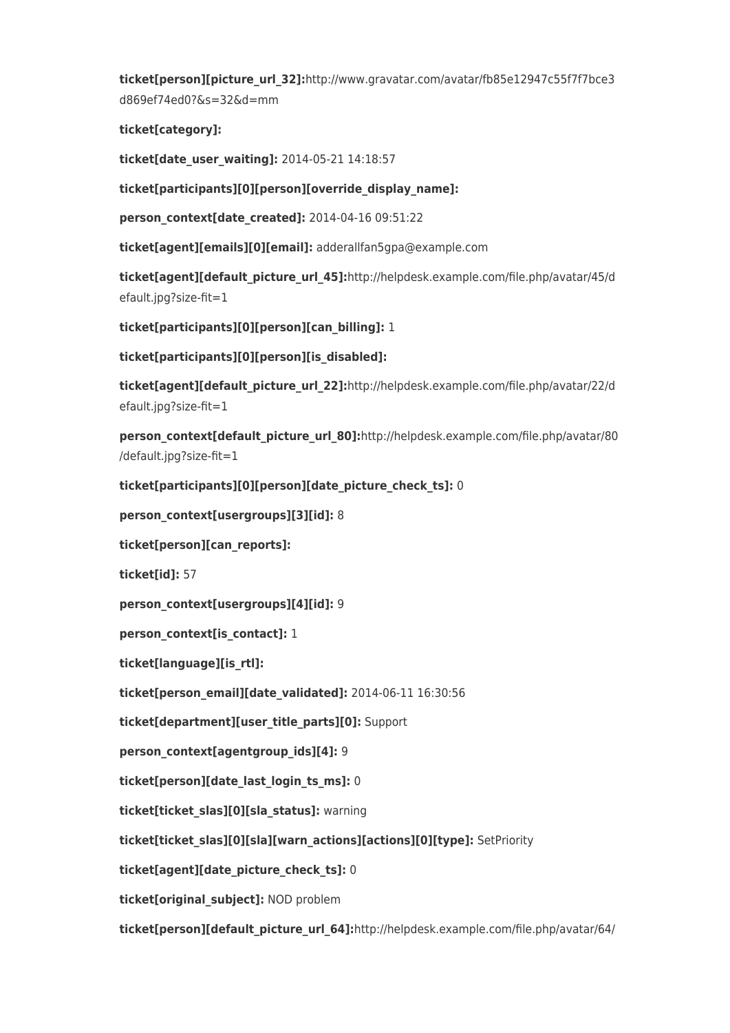**ticket[person][picture_url_32]:**http://www.gravatar.com/avatar/fb85e12947c55f7f7bce3d869ef74ed0?&s=32&d=mm

**ticket[category]:**

**ticket[date_user_waiting]:** 2014-05-21 14:18:57

**ticket[participants][0][person][override_display_name]:**

**person_context[date_created]:** 2014-04-16 09:51:22

**ticket[agent][emails][0][email]:** adderallfan5gpa@example.com

**ticket[agent][default_picture_url_45]:**http://helpdesk.example.com/file.php/avatar/45/default.jpg?size-fit=1

**ticket[participants][0][person][can_billing]:** 1

**ticket[participants][0][person][is_disabled]:**

**ticket[agent][default_picture_url_22]:**http://helpdesk.example.com/file.php/avatar/22/default.jpg?size-fit=1

**person_context[default_picture_url_80]:**http://helpdesk.example.com/file.php/avatar/80/default.jpg?size-fit=1

**ticket[participants][0][person][date_picture_check_ts]:** 0

**person_context[usergroups][3][id]:** 8

**ticket[person][can_reports]:**

**ticket[id]:** 57

**person_context[usergroups][4][id]:** 9

**person_context[is_contact]:** 1

**ticket[language][is_rtl]:**

**ticket[person_email][date_validated]:** 2014-06-11 16:30:56

**ticket[department][user_title_parts][0]:** Support

**person_context[agentgroup_ids][4]:** 9

**ticket[person][date_last_login_ts_ms]:** 0

**ticket[ticket_slas][0][sla_status]:** warning

**ticket[ticket_slas][0][sla][warn_actions][actions][0][type]:** SetPriority

**ticket[agent][date_picture_check_ts]:** 0

**ticket[original_subject]:** NOD problem

**ticket[person][default_picture_url_64]:**http://helpdesk.example.com/file.php/avatar/64/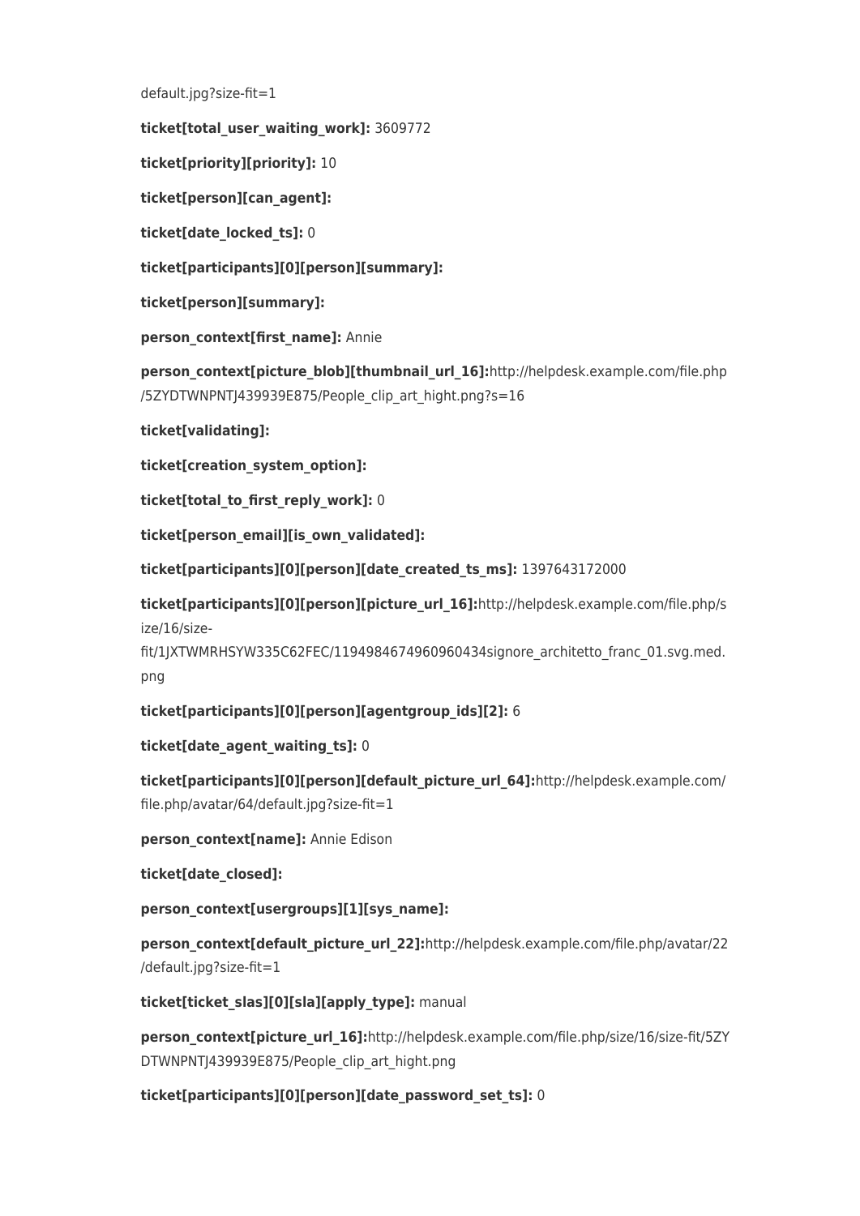default.jpg?size-fit=1

**ticket[total_user_waiting_work]:** 3609772

**ticket[priority][priority]:** 10

**ticket[person][can_agent]:**

**ticket[date_locked_ts]:** 0

**ticket[participants][0][person][summary]:**

**ticket[person][summary]:**

**person_context[first_name]:** Annie

**person_context[picture_blob][thumbnail_url_16]:**http://helpdesk.example.com/file.php/5ZYDTWNPNTJ439939E875/People_clip_art_hight.png?s=16

**ticket[validating]:**

**ticket[creation_system_option]:**

**ticket[total_to_first_reply_work]:** 0

**ticket[person_email][is_own_validated]:**

**ticket[participants][0][person][date_created_ts_ms]:** 1397643172000

**ticket[participants][0][person][picture_url_16]:**http://helpdesk.example.com/file.php/size/16/size-fit/1JXTWMRHSYW335C62FEC/1194984674960960434signore_architetto_franc_01.svg.med.png

**ticket[participants][0][person][agentgroup_ids][2]:** 6

**ticket[date_agent_waiting_ts]:** 0

**ticket[participants][0][person][default_picture_url_64]:**http://helpdesk.example.com/file.php/avatar/64/default.jpg?size-fit=1

**person_context[name]:** Annie Edison

**ticket[date_closed]:**

**person_context[usergroups][1][sys_name]:**

**person_context[default_picture_url_22]:**http://helpdesk.example.com/file.php/avatar/22/default.jpg?size-fit=1

**ticket[ticket_slas][0][sla][apply_type]:** manual

**person_context[picture_url_16]:**http://helpdesk.example.com/file.php/size/16/size-fit/5ZYDTWNPNTJ439939E875/People_clip_art_hight.png

**ticket[participants][0][person][date_password_set_ts]:** 0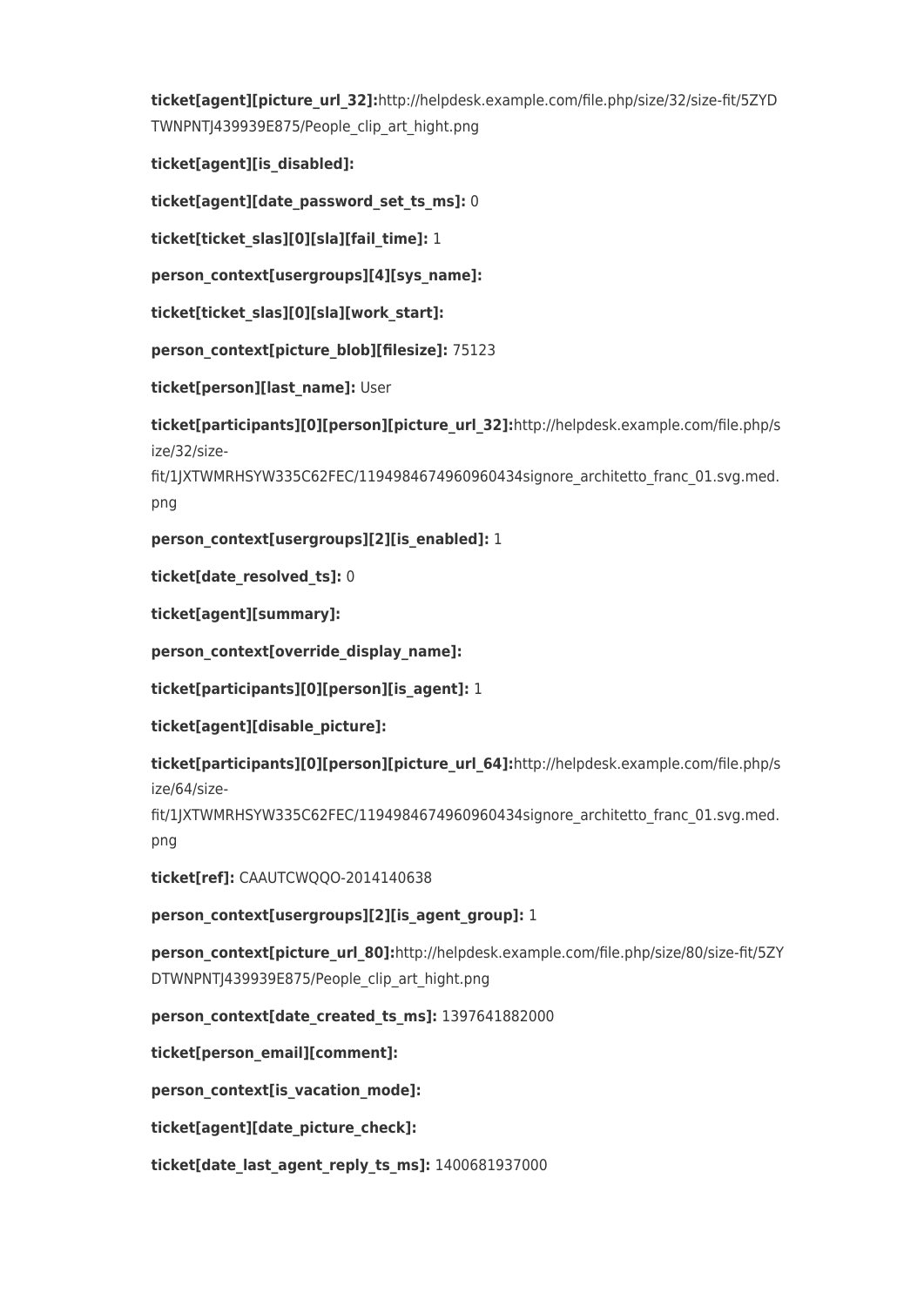**ticket[agent][picture_url_32]:**http://helpdesk.example.com/file.php/size/32/size-fit/5ZYDTWNPNTJ439939E875/People_clip_art_hight.png

**ticket[agent][is_disabled]:**

**ticket[agent][date_password_set_ts_ms]:** 0

**ticket[ticket_slas][0][sla][fail_time]:** 1

**person_context[usergroups][4][sys_name]:**

**ticket[ticket_slas][0][sla][work_start]:**

**person_context[picture_blob][filesize]:** 75123

**ticket[person][last_name]:** User

**ticket[participants][0][person][picture_url_32]:**http://helpdesk.example.com/file.php/size/32/size-fit/1JXTWMRHSYW335C62FEC/1194984674960960434signore_architetto_franc_01.svg.med.png

**person_context[usergroups][2][is_enabled]:** 1

**ticket[date_resolved_ts]:** 0

**ticket[agent][summary]:**

**person_context[override_display_name]:**

**ticket[participants][0][person][is_agent]:** 1

**ticket[agent][disable_picture]:**

**ticket[participants][0][person][picture_url_64]:**http://helpdesk.example.com/file.php/size/64/size-fit/1JXTWMRHSYW335C62FEC/1194984674960960434signore_architetto_franc_01.svg.med.png

**ticket[ref]:** CAAUTCWQQO-2014140638

**person_context[usergroups][2][is_agent_group]:** 1

**person_context[picture_url_80]:**http://helpdesk.example.com/file.php/size/80/size-fit/5ZYDTWNPNTJ439939E875/People_clip_art_hight.png

**person_context[date_created_ts_ms]:** 1397641882000

**ticket[person_email][comment]:**

**person_context[is_vacation_mode]:**

**ticket[agent][date_picture_check]:**

**ticket[date_last_agent_reply_ts_ms]:** 1400681937000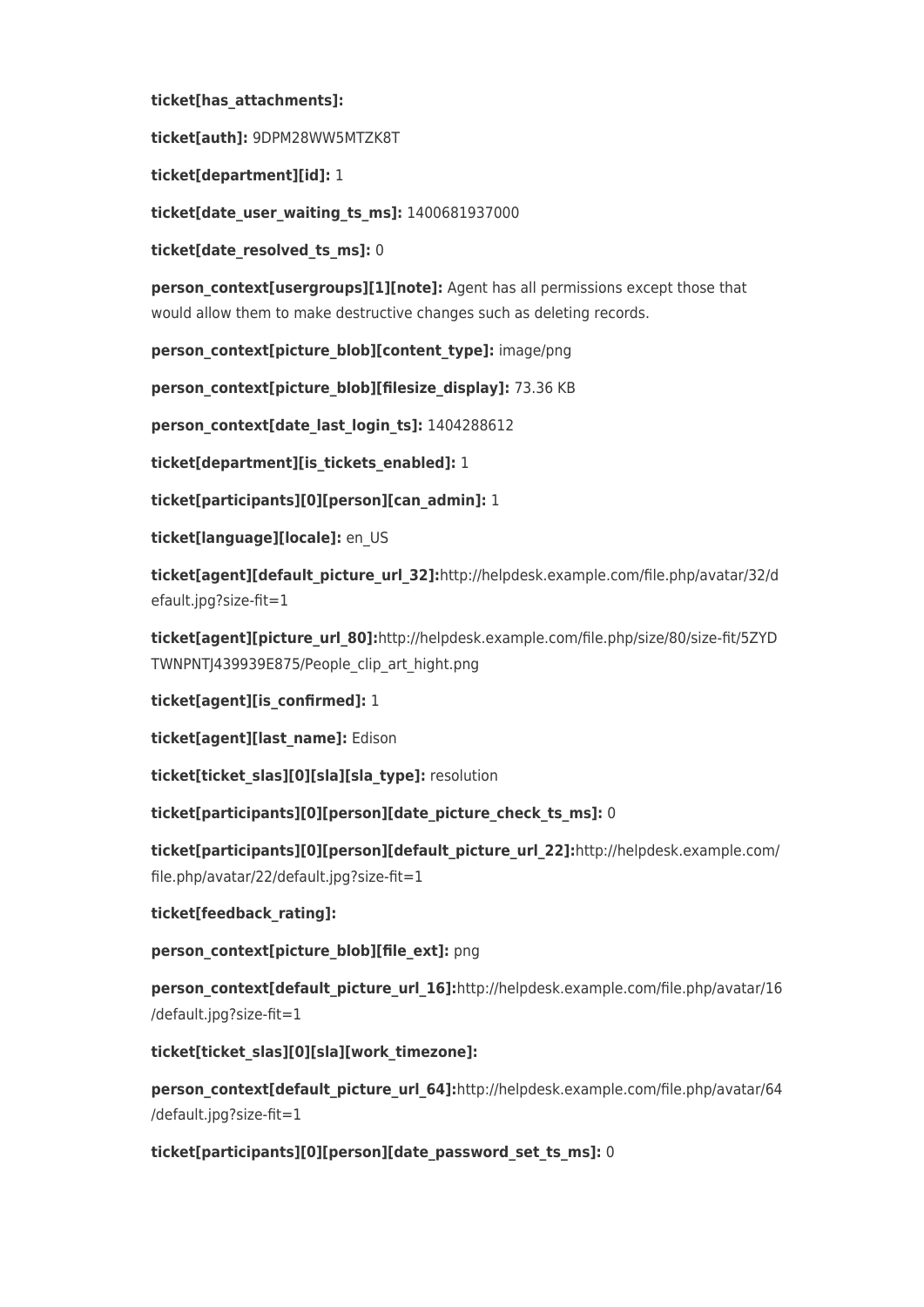**ticket[has_attachments]:**

**ticket[auth]:** 9DPM28WW5MTZK8T

**ticket[department][id]:** 1

**ticket[date_user_waiting_ts_ms]:** 1400681937000

**ticket[date_resolved_ts_ms]:** 0

**person_context[usergroups][1][note]:** Agent has all permissions except those that would allow them to make destructive changes such as deleting records.

**person_context[picture_blob][content_type]:** image/png

**person_context[picture_blob][filesize_display]:** 73.36 KB

**person_context[date_last_login_ts]:** 1404288612

**ticket[department][is_tickets_enabled]:** 1

**ticket[participants][0][person][can_admin]:** 1

**ticket[language][locale]:** en_US

**ticket[agent][default_picture_url_32]:**http://helpdesk.example.com/file.php/avatar/32/default.jpg?size-fit=1

**ticket[agent][picture_url_80]:**http://helpdesk.example.com/file.php/size/80/size-fit/5ZYDTWNPNTJ439939E875/People_clip_art_hight.png

**ticket[agent][is_confirmed]:** 1

**ticket[agent][last_name]:** Edison

**ticket[ticket_slas][0][sla][sla_type]:** resolution

**ticket[participants][0][person][date_picture_check_ts_ms]:** 0

**ticket[participants][0][person][default_picture_url_22]:**http://helpdesk.example.com/file.php/avatar/22/default.jpg?size-fit=1

**ticket[feedback_rating]:**

**person_context[picture_blob][file_ext]:** png

**person_context[default_picture_url_16]:**http://helpdesk.example.com/file.php/avatar/16/default.jpg?size-fit=1

**ticket[ticket_slas][0][sla][work_timezone]:**

**person_context[default_picture_url_64]:**http://helpdesk.example.com/file.php/avatar/64/default.jpg?size-fit=1

**ticket[participants][0][person][date_password_set_ts_ms]:** 0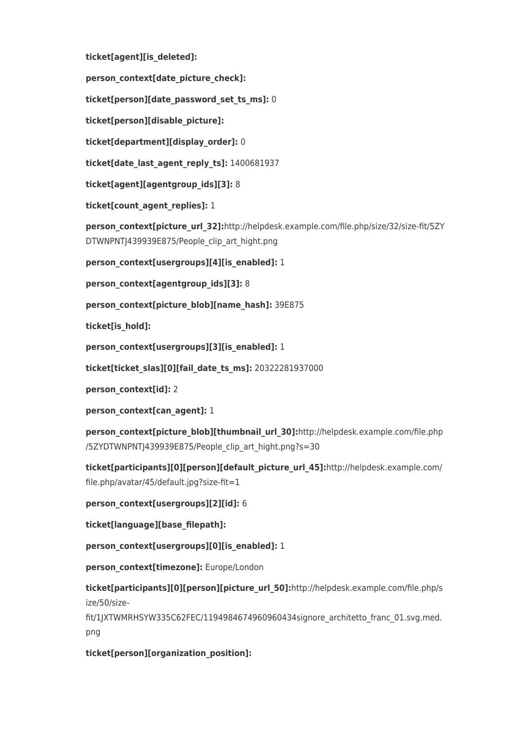**ticket[agent][is_deleted]:**

**person_context[date_picture_check]:**

**ticket[person][date_password_set_ts_ms]:** 0

**ticket[person][disable_picture]:**

**ticket[department][display_order]:** 0

**ticket[date_last_agent_reply_ts]:** 1400681937

**ticket[agent][agentgroup_ids][3]:** 8

**ticket[count_agent_replies]:** 1

**person_context[picture_url_32]:**http://helpdesk.example.com/file.php/size/32/size-fit/5ZYDTWNPNTJ439939E875/People_clip_art_hight.png

**person_context[usergroups][4][is_enabled]:** 1

**person_context[agentgroup_ids][3]:** 8

**person_context[picture_blob][name_hash]:** 39E875

**ticket[is_hold]:**

**person_context[usergroups][3][is_enabled]:** 1

**ticket[ticket_slas][0][fail_date_ts_ms]:** 20322281937000

**person_context[id]:** 2

**person_context[can_agent]:** 1

**person_context[picture_blob][thumbnail_url_30]:**http://helpdesk.example.com/file.php/5ZYDTWNPNTJ439939E875/People_clip_art_hight.png?s=30

**ticket[participants][0][person][default_picture_url_45]:**http://helpdesk.example.com/file.php/avatar/45/default.jpg?size-fit=1

**person_context[usergroups][2][id]:** 6

**ticket[language][base_filepath]:**

**person_context[usergroups][0][is_enabled]:** 1

**person_context[timezone]:** Europe/London

**ticket[participants][0][person][picture_url_50]:**http://helpdesk.example.com/file.php/size/50/size-fit/1JXTWMRHSYW335C62FEC/1194984674960960434signore_architetto_franc_01.svg.med.png

**ticket[person][organization_position]:**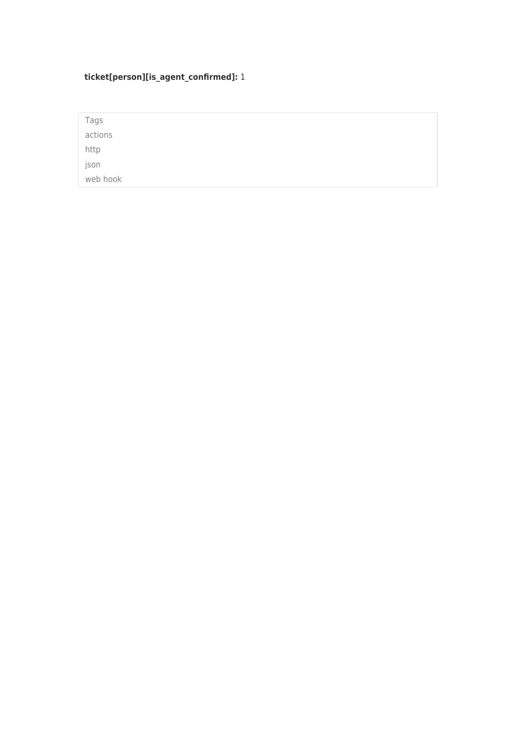**ticket[person][is_agent_confirmed]:** 1

Tags

actions

http

json

web hook